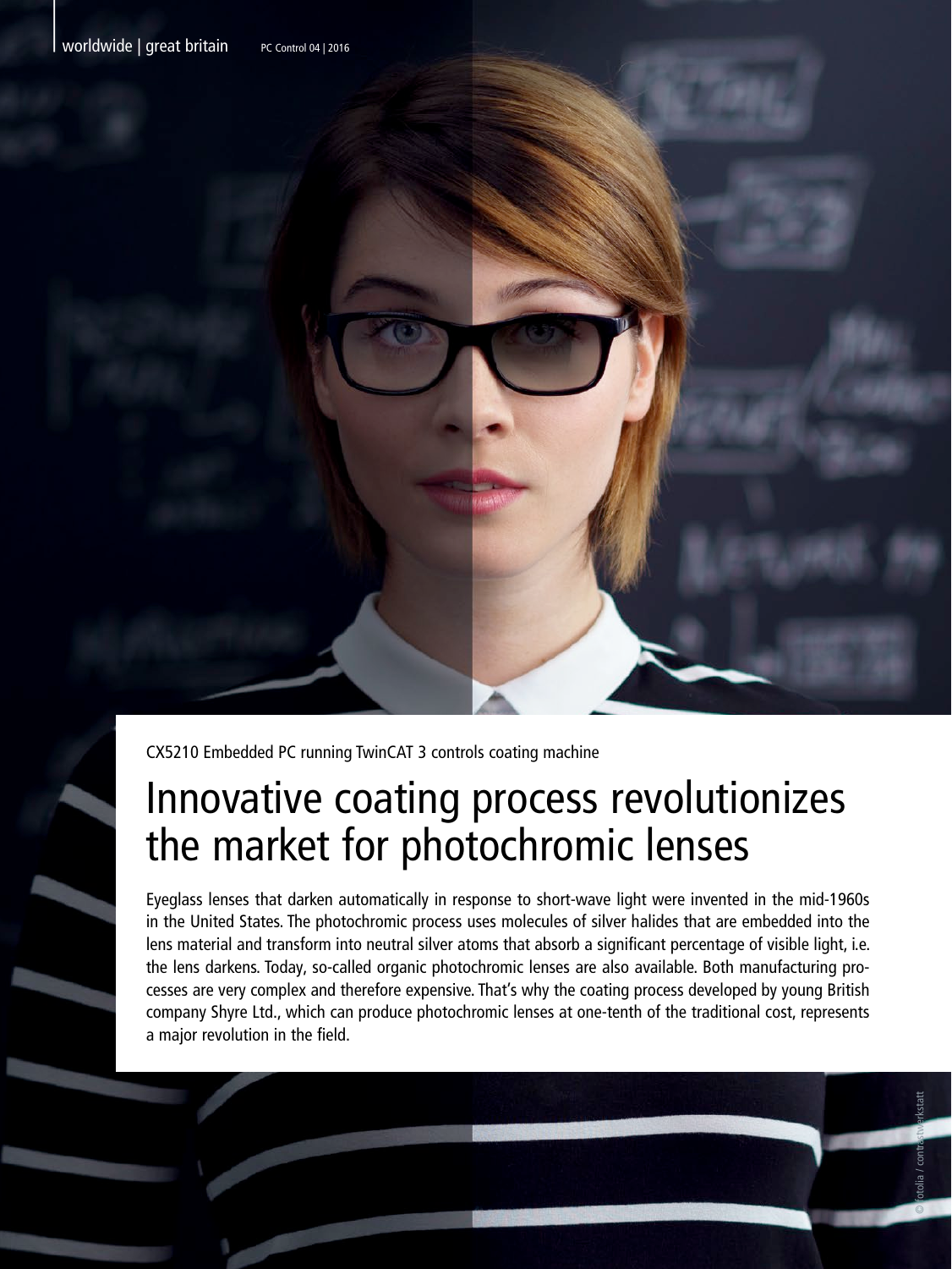CX5210 Embedded PC running TwinCAT 3 controls coating machine

# Innovative coating process revolutionizes the market for photochromic lenses

Eyeglass lenses that darken automatically in response to short-wave light were invented in the mid-1960s in the United States. The photochromic process uses molecules of silver halides that are embedded into the lens material and transform into neutral silver atoms that absorb a significant percentage of visible light, i.e. the lens darkens. Today, so-called organic photochromic lenses are also available. Both manufacturing processes are very complex and therefore expensive. That's why the coating process developed by young British company Shyre Ltd., which can produce photochromic lenses at one-tenth of the traditional cost, represents a major revolution in the field.

© fotolia / contrastwerkstatt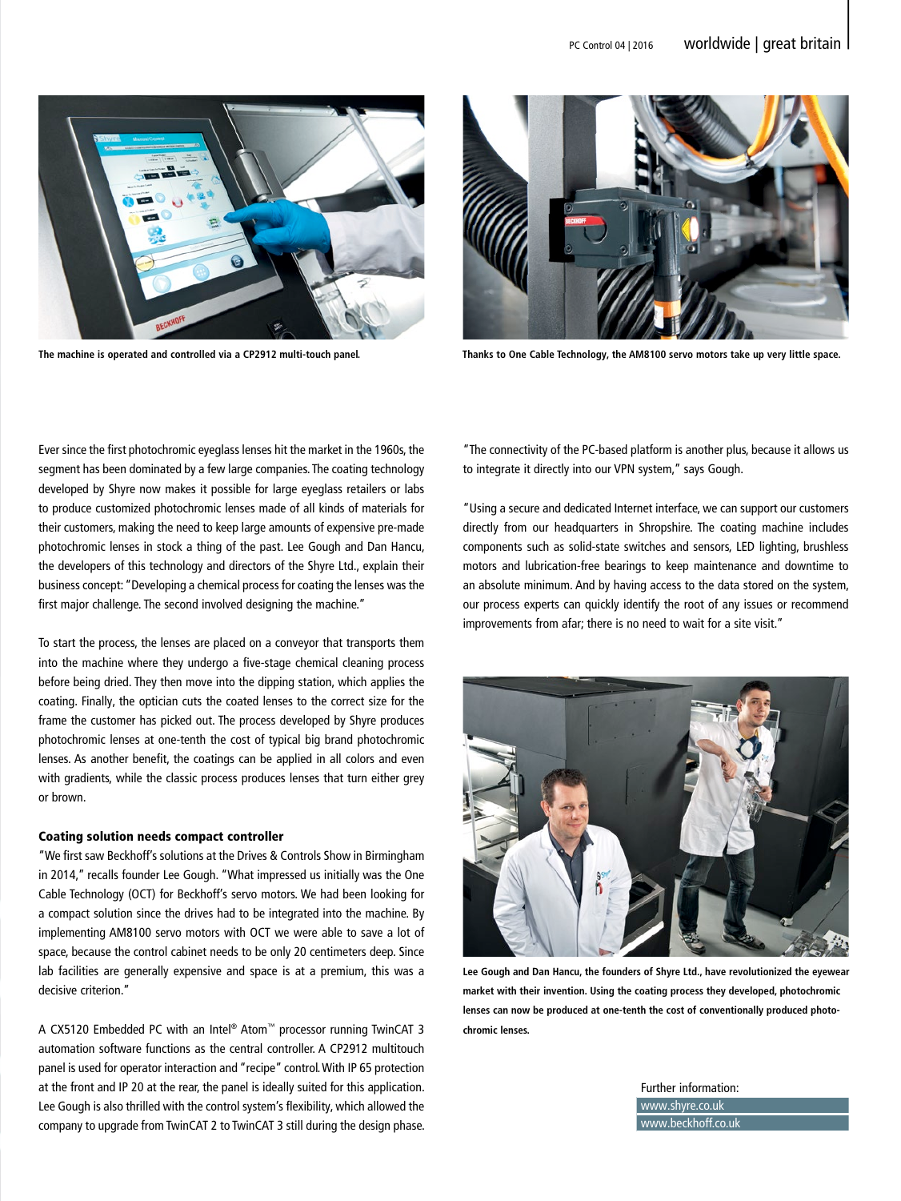The machine is operated and controlled via a CP2912 multi-touch panel.

Thanks to One Cable Technology, the AM8100 servo motors take up very little space.

Ever since the first photochromic eyeglass lenses hit the market in the 1960s, the segment has been dominated by a few large companies. The coating technology developed by Shyre now makes it possible for large eyeglass retailers or labs to produce customized photochromic lenses made of all kinds of materials for their customers, making the need to keep large amounts of expensive pre-made photochromic lenses in stock a thing of the past. Lee Gough and Dan Hancu, the developers of this technology and directors of the Shyre Ltd., explain their business concept: "Developing a chemical process for coating the lenses was the first major challenge. The second involved designing the machine."

To start the process, the lenses are placed on a conveyor that transports them into the machine where they undergo a five-stage chemical cleaning process before being dried. They then move into the dipping station, which applies the coating. Finally, the optician cuts the coated lenses to the correct size for the frame the customer has picked out. The process developed by Shyre produces photochromic lenses at one-tenth the cost of typical big brand photochromic lenses. As another benefit, the coatings can be applied in all colors and even with gradients, while the classic process produces lenses that turn either grey or brown.

### Coating solution needs compact controller

"We first saw Beckhoff's solutions at the Drives & Controls Show in Birmingham in 2014," recalls founder Lee Gough. "What impressed us initially was the One Cable Technology (OCT) for Beckhoff's servo motors. We had been looking for a compact solution since the drives had to be integrated into the machine. By implementing AM8100 servo motors with OCT we were able to save a lot of space, because the control cabinet needs to be only 20 centimeters deep. Since lab facilities are generally expensive and space is at a premium, this was a decisive criterion."

A CX5120 Embedded PC with an Intel® Atom™ processor running TwinCAT 3 automation software functions as the central controller. A CP2912 multitouch panel is used for operator interaction and "recipe" control. With IP 65 protection at the front and IP 20 at the rear, the panel is ideally suited for this application. Lee Gough is also thrilled with the control system's flexibility, which allowed the company to upgrade from TwinCAT 2 to TwinCAT 3 still during the design phase.

"The connectivity of the PC-based platform is another plus, because it allows us to integrate it directly into our VPN system," says Gough.

"Using a secure and dedicated Internet interface, we can support our customers directly from our headquarters in Shropshire. The coating machine includes components such as solid-state switches and sensors, LED lighting, brushless motors and lubrication-free bearings to keep maintenance and downtime to an absolute minimum. And by having access to the data stored on the system, our process experts can quickly identify the root of any issues or recommend improvements from afar; there is no need to wait for a site visit."

**Lee Gough and Dan Hancu, the founders of Shyre Ltd., have revolutionized the eyewear market with their invention. Using the coating process they developed, photochromic lenses can now be produced at one-tenth the cost of conventionally produced photochromic lenses.**

Further information:
www.shyre.co.uk
www.beckhoff.co.uk